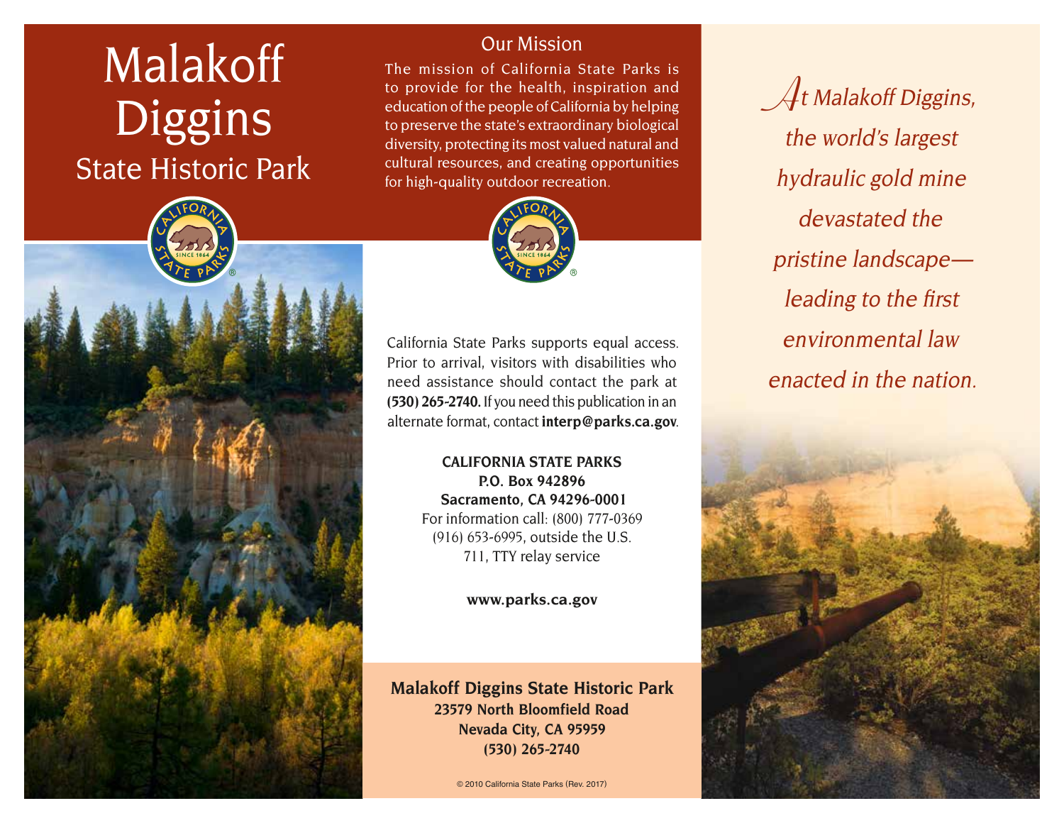# Malakoff Diggins

## State Historic Park

## Our Mission

The mission of California State Parks is to provide for the health, inspiration and education of the people of California by helping to preserve the state's extraordinary biological diversity, protecting its most valued natural and cultural resources, and creating opportunities for high-quality outdoor recreation.

California State Parks supports equal access. Prior to arrival, visitors with disabilities who need assistance should contact the park at **(530) 265-2740.** If you need this publication in an alternate format, contact **interp@parks.ca.gov**.

**CALIFORNIA STATE PARKS**
**P.O. Box 942896**
**Sacramento, CA 94296-0001**
For information call: (800) 777-0369
(916) 653-6995, outside the U.S.
711, TTY relay service

**www.parks.ca.gov**

**Malakoff Diggins State Historic Park**
**23579 North Bloomfield Road**
**Nevada City, CA 95959**
**(530) 265-2740**

© 2010 California State Parks (Rev. 2017)

*At Malakoff Diggins, the world's largest hydraulic gold mine devastated the pristine landscape—leading to the first environmental law enacted in the nation.*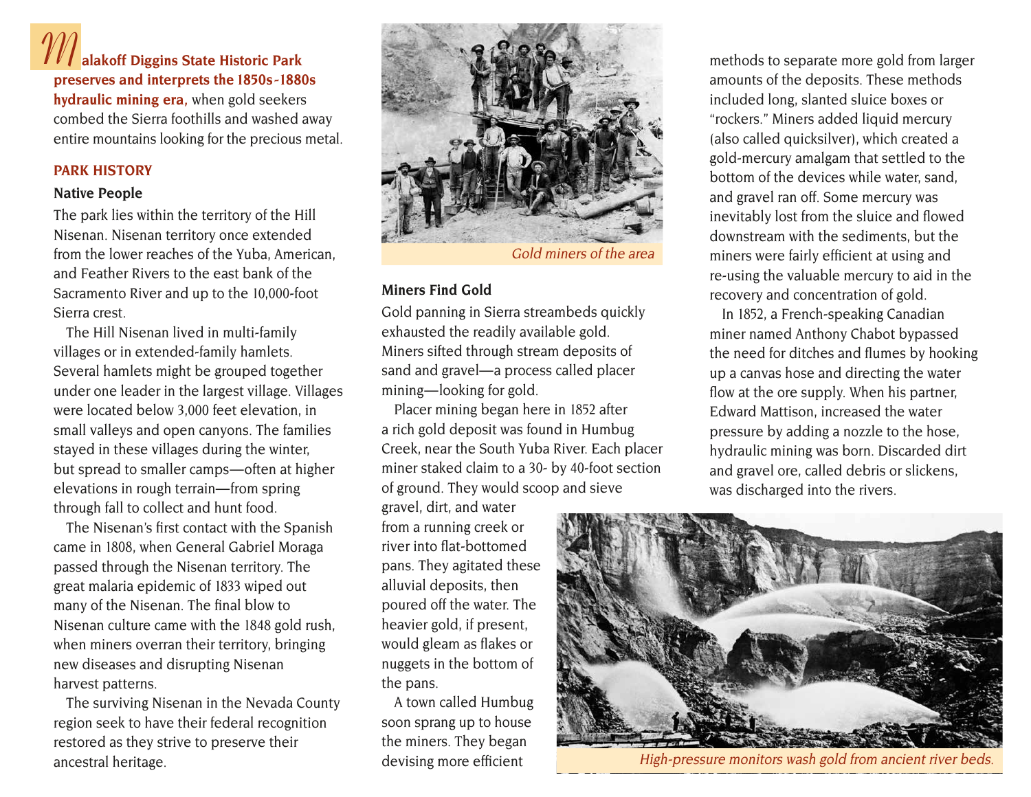**Malakoff Diggins State Historic Park preserves and interprets the 1850s-1880s hydraulic mining era,** when gold seekers combed the Sierra foothills and washed away entire mountains looking for the precious metal.

## PARK HISTORY

### Native People

The park lies within the territory of the Hill Nisenan. Nisenan territory once extended from the lower reaches of the Yuba, American, and Feather Rivers to the east bank of the Sacramento River and up to the 10,000-foot Sierra crest.

The Hill Nisenan lived in multi-family villages or in extended-family hamlets. Several hamlets might be grouped together under one leader in the largest village. Villages were located below 3,000 feet elevation, in small valleys and open canyons. The families stayed in these villages during the winter, but spread to smaller camps—often at higher elevations in rough terrain—from spring through fall to collect and hunt food.

The Nisenan's first contact with the Spanish came in 1808, when General Gabriel Moraga passed through the Nisenan territory. The great malaria epidemic of 1833 wiped out many of the Nisenan. The final blow to Nisenan culture came with the 1848 gold rush, when miners overran their territory, bringing new diseases and disrupting Nisenan harvest patterns.

The surviving Nisenan in the Nevada County region seek to have their federal recognition restored as they strive to preserve their ancestral heritage.

*Gold miners of the area*

### Miners Find Gold

Gold panning in Sierra streambeds quickly exhausted the readily available gold. Miners sifted through stream deposits of sand and gravel—a process called placer mining—looking for gold.

Placer mining began here in 1852 after a rich gold deposit was found in Humbug Creek, near the South Yuba River. Each placer miner staked claim to a 30- by 40-foot section of ground. They would scoop and sieve gravel, dirt, and water from a running creek or river into flat-bottomed pans. They agitated these alluvial deposits, then poured off the water. The heavier gold, if present, would gleam as flakes or nuggets in the bottom of the pans.

A town called Humbug soon sprang up to house the miners. They began devising more efficient methods to separate more gold from larger amounts of the deposits. These methods included long, slanted sluice boxes or "rockers." Miners added liquid mercury (also called quicksilver), which created a gold-mercury amalgam that settled to the bottom of the devices while water, sand, and gravel ran off. Some mercury was inevitably lost from the sluice and flowed downstream with the sediments, but the miners were fairly efficient at using and re-using the valuable mercury to aid in the recovery and concentration of gold.

In 1852, a French-speaking Canadian miner named Anthony Chabot bypassed the need for ditches and flumes by hooking up a canvas hose and directing the water flow at the ore supply. When his partner, Edward Mattison, increased the water pressure by adding a nozzle to the hose, hydraulic mining was born. Discarded dirt and gravel ore, called debris or slickens, was discharged into the rivers.

*High-pressure monitors wash gold from ancient river beds.*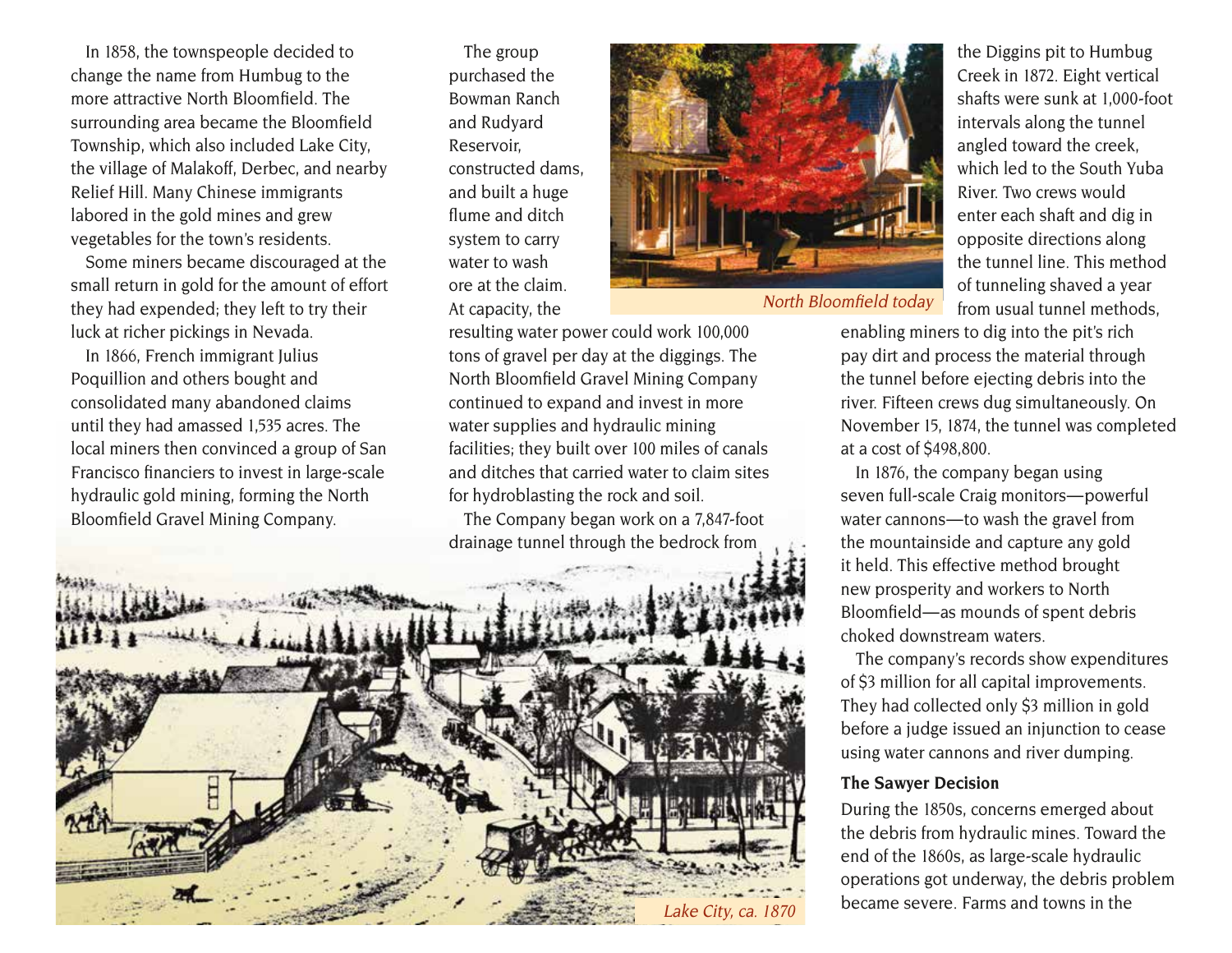In 1858, the townspeople decided to change the name from Humbug to the more attractive North Bloomfield. The surrounding area became the Bloomfield Township, which also included Lake City, the village of Malakoff, Derbec, and nearby Relief Hill. Many Chinese immigrants labored in the gold mines and grew vegetables for the town's residents.

Some miners became discouraged at the small return in gold for the amount of effort they had expended; they left to try their luck at richer pickings in Nevada.

In 1866, French immigrant Julius Poquillion and others bought and consolidated many abandoned claims until they had amassed 1,535 acres. The local miners then convinced a group of San Francisco financiers to invest in large-scale hydraulic gold mining, forming the North Bloomfield Gravel Mining Company.

The group purchased the Bowman Ranch and Rudyard Reservoir, constructed dams, and built a huge flume and ditch system to carry water to wash ore at the claim. At capacity, the resulting water power could work 100,000 tons of gravel per day at the diggings. The North Bloomfield Gravel Mining Company continued to expand and invest in more water supplies and hydraulic mining facilities; they built over 100 miles of canals and ditches that carried water to claim sites for hydroblasting the rock and soil.

*North Bloomfield today*

The Company began work on a 7,847-foot drainage tunnel through the bedrock from the Diggins pit to Humbug Creek in 1872. Eight vertical shafts were sunk at 1,000-foot intervals along the tunnel angled toward the creek, which led to the South Yuba River. Two crews would enter each shaft and dig in opposite directions along the tunnel line. This method of tunneling shaved a year from usual tunnel methods, enabling miners to dig into the pit's rich pay dirt and process the material through the tunnel before ejecting debris into the river. Fifteen crews dug simultaneously. On November 15, 1874, the tunnel was completed at a cost of $498,800.

*Lake City, ca. 1870*

In 1876, the company began using seven full-scale Craig monitors—powerful water cannons—to wash the gravel from the mountainside and capture any gold it held. This effective method brought new prosperity and workers to North Bloomfield—as mounds of spent debris choked downstream waters.

The company's records show expenditures of $3 million for all capital improvements. They had collected only $3 million in gold before a judge issued an injunction to cease using water cannons and river dumping.

**The Sawyer Decision**

During the 1850s, concerns emerged about the debris from hydraulic mines. Toward the end of the 1860s, as large-scale hydraulic operations got underway, the debris problem became severe. Farms and towns in the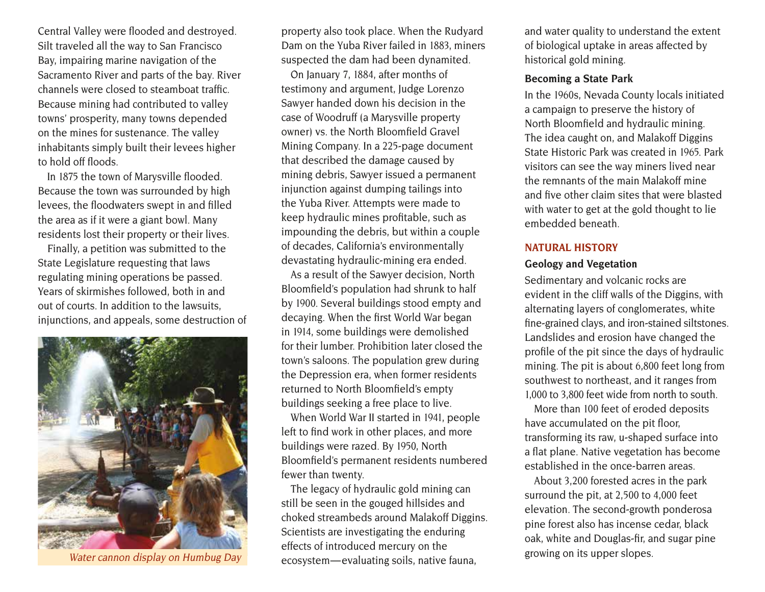Central Valley were flooded and destroyed. Silt traveled all the way to San Francisco Bay, impairing marine navigation of the Sacramento River and parts of the bay. River channels were closed to steamboat traffic. Because mining had contributed to valley towns' prosperity, many towns depended on the mines for sustenance. The valley inhabitants simply built their levees higher to hold off floods.

In 1875 the town of Marysville flooded. Because the town was surrounded by high levees, the floodwaters swept in and filled the area as if it were a giant bowl. Many residents lost their property or their lives.

Finally, a petition was submitted to the State Legislature requesting that laws regulating mining operations be passed. Years of skirmishes followed, both in and out of courts. In addition to the lawsuits, injunctions, and appeals, some destruction of property also took place. When the Rudyard Dam on the Yuba River failed in 1883, miners suspected the dam had been dynamited.

*Water cannon display on Humbug Day*

On January 7, 1884, after months of testimony and argument, Judge Lorenzo Sawyer handed down his decision in the case of Woodruff (a Marysville property owner) vs. the North Bloomfield Gravel Mining Company. In a 225-page document that described the damage caused by mining debris, Sawyer issued a permanent injunction against dumping tailings into the Yuba River. Attempts were made to keep hydraulic mines profitable, such as impounding the debris, but within a couple of decades, California's environmentally devastating hydraulic-mining era ended.

As a result of the Sawyer decision, North Bloomfield's population had shrunk to half by 1900. Several buildings stood empty and decaying. When the first World War began in 1914, some buildings were demolished for their lumber. Prohibition later closed the town's saloons. The population grew during the Depression era, when former residents returned to North Bloomfield's empty buildings seeking a free place to live.

When World War II started in 1941, people left to find work in other places, and more buildings were razed. By 1950, North Bloomfield's permanent residents numbered fewer than twenty.

The legacy of hydraulic gold mining can still be seen in the gouged hillsides and choked streambeds around Malakoff Diggins. Scientists are investigating the enduring effects of introduced mercury on the ecosystem—evaluating soils, native fauna, and water quality to understand the extent of biological uptake in areas affected by historical gold mining.

**Becoming a State Park**

In the 1960s, Nevada County locals initiated a campaign to preserve the history of North Bloomfield and hydraulic mining. The idea caught on, and Malakoff Diggins State Historic Park was created in 1965. Park visitors can see the way miners lived near the remnants of the main Malakoff mine and five other claim sites that were blasted with water to get at the gold thought to lie embedded beneath.

## NATURAL HISTORY

**Geology and Vegetation**

Sedimentary and volcanic rocks are evident in the cliff walls of the Diggins, with alternating layers of conglomerates, white fine-grained clays, and iron-stained siltstones. Landslides and erosion have changed the profile of the pit since the days of hydraulic mining. The pit is about 6,800 feet long from southwest to northeast, and it ranges from 1,000 to 3,800 feet wide from north to south.

More than 100 feet of eroded deposits have accumulated on the pit floor, transforming its raw, u-shaped surface into a flat plane. Native vegetation has become established in the once-barren areas.

About 3,200 forested acres in the park surround the pit, at 2,500 to 4,000 feet elevation. The second-growth ponderosa pine forest also has incense cedar, black oak, white and Douglas-fir, and sugar pine growing on its upper slopes.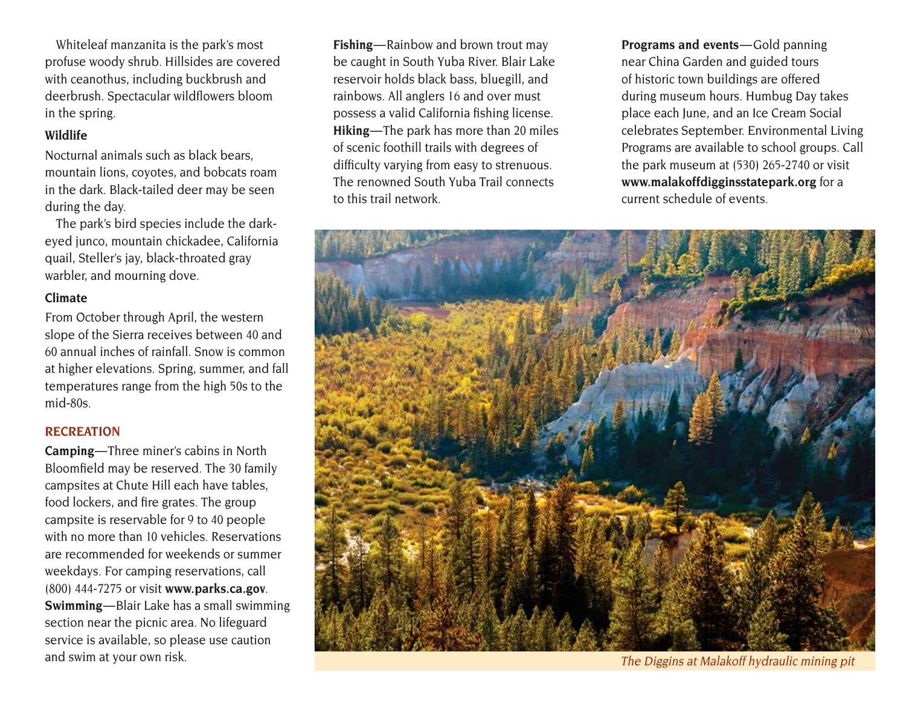Whiteleaf manzanita is the park's most profuse woody shrub. Hillsides are covered with ceanothus, including buckbrush and deerbrush. Spectacular wildflowers bloom in the spring.

### Wildlife

Nocturnal animals such as black bears, mountain lions, coyotes, and bobcats roam in the dark. Black-tailed deer may be seen during the day.

The park's bird species include the dark-eyed junco, mountain chickadee, California quail, Steller's jay, black-throated gray warbler, and mourning dove.

### Climate

From October through April, the western slope of the Sierra receives between 40 and 60 annual inches of rainfall. Snow is common at higher elevations. Spring, summer, and fall temperatures range from the high 50s to the mid-80s.

## RECREATION

**Camping**—Three miner's cabins in North Bloomfield may be reserved. The 30 family campsites at Chute Hill each have tables, food lockers, and fire grates. The group campsite is reservable for 9 to 40 people with no more than 10 vehicles. Reservations are recommended for weekends or summer weekdays. For camping reservations, call (800) 444-7275 or visit **www.parks.ca.gov**.

**Swimming**—Blair Lake has a small swimming section near the picnic area. No lifeguard service is available, so please use caution and swim at your own risk.

**Fishing**—Rainbow and brown trout may be caught in South Yuba River. Blair Lake reservoir holds black bass, bluegill, and rainbows. All anglers 16 and over must possess a valid California fishing license.

**Hiking**—The park has more than 20 miles of scenic foothill trails with degrees of difficulty varying from easy to strenuous. The renowned South Yuba Trail connects to this trail network.

**Programs and events**—Gold panning near China Garden and guided tours of historic town buildings are offered during museum hours. Humbug Day takes place each June, and an Ice Cream Social celebrates September. Environmental Living Programs are available to school groups. Call the park museum at (530) 265-2740 or visit **www.malakoffdigginsstatepark.org** for a current schedule of events.

*The Diggins at Malakoff hydraulic mining pit*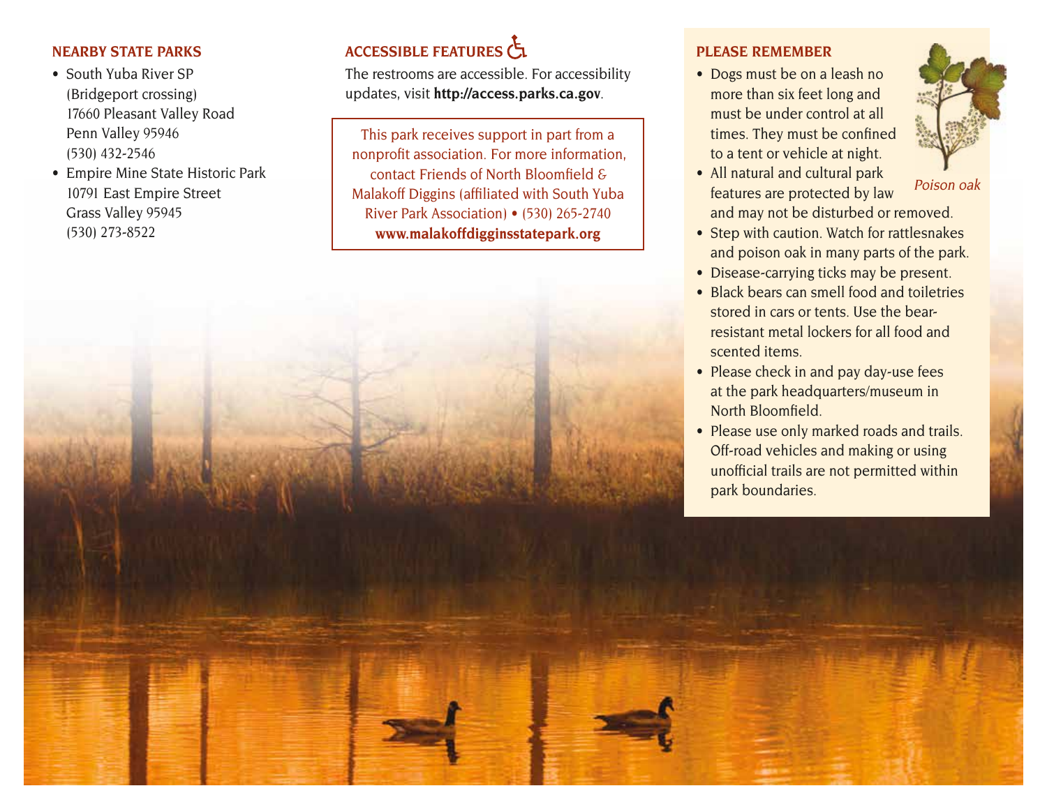## NEARBY STATE PARKS

- South Yuba River SP (Bridgeport crossing) 17660 Pleasant Valley Road Penn Valley 95946 (530) 432-2546
- Empire Mine State Historic Park 10791 East Empire Street Grass Valley 95945 (530) 273-8522

## ACCESSIBLE FEATURES

The restrooms are accessible. For accessibility updates, visit **http://access.parks.ca.gov**.

This park receives support in part from a nonprofit association. For more information, contact Friends of North Bloomfield & Malakoff Diggins (affiliated with South Yuba River Park Association) • (530) 265-2740 **www.malakoffdigginsstatepark.org**

## PLEASE REMEMBER

- Dogs must be on a leash no more than six feet long and must be under control at all times. They must be confined to a tent or vehicle at night.
- All natural and cultural park features are protected by law and may not be disturbed or removed.
- Step with caution. Watch for rattlesnakes and poison oak in many parts of the park.
- Disease-carrying ticks may be present.
- Black bears can smell food and toiletries stored in cars or tents. Use the bear-resistant metal lockers for all food and scented items.
- Please check in and pay day-use fees at the park headquarters/museum in North Bloomfield.
- Please use only marked roads and trails. Off-road vehicles and making or using unofficial trails are not permitted within park boundaries.

*Poison oak*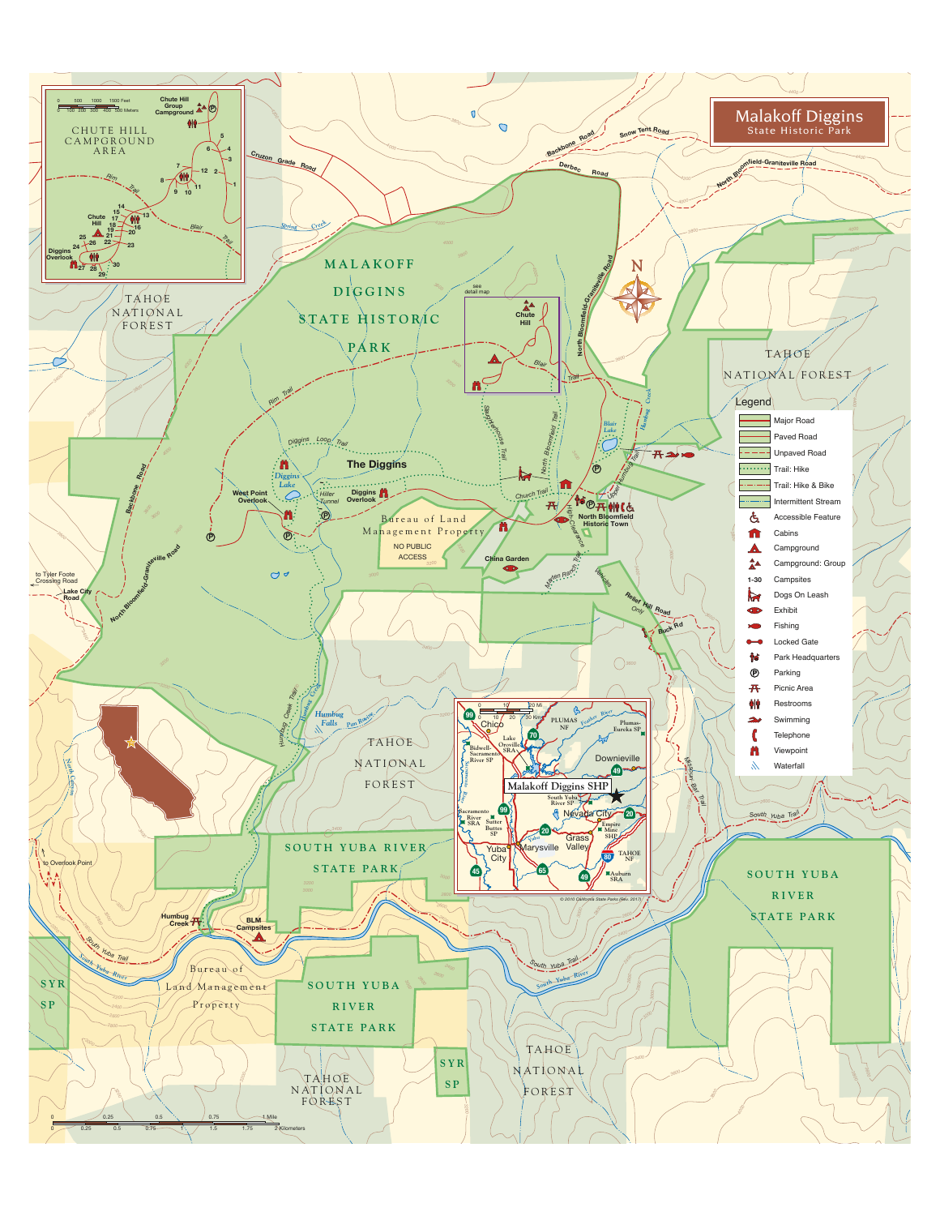# Malakoff Diggins
State Historic Park

## Legend

- Major Road
- Paved Road
- Unpaved Road
- Trail: Hike
- Trail: Hike & Bike
- Intermittent Stream
- Accessible Feature
- Cabins
- Campground
- Campground: Group
- 1–30 Campsites
- Dogs On Leash
- Exhibit
- Fishing
- Locked Gate
- Park Headquarters
- Parking
- Picnic Area
- Restrooms
- Swimming
- Telephone
- Viewpoint
- Waterfall

MALAKOFF DIGGINS STATE HISTORIC PARK

CHUTE HILL CAMPGROUND AREA

Chute Hill Group Campground

Rim Trail

Blair Trail

Diggins Overlook

Chute Hill

TAHOE NATIONAL FOREST

Cruzon Grade Road

Backbone Road

Snow Tent Road

Derbec Road

North Bloomfield-Graniteville Road

Spring Creek

see detail map

Rim Trail

Diggins Loop Trail

The Diggins

Diggins Lake

West Point Overlook

Hiller Tunnel

Diggins Overlook

Bureau of Land Management Property

NO PUBLIC ACCESS

Church Trail

Slaughterhouse Trail

North Bloomfield Trail

North Bloomfield Historic Town

High Clearance

China Garden

Missouri Ranch Trail

Vehicles

Relief Hill Road

Only

Buck Rd

Blair Lake

Humbug Trail

Humbug Creek

Upper Humbug Trail

to Tyler Foote Crossing Road

Lake City Road

North Bloomfield-Graniteville Road

Humbug Creek Trail

Humbug Falls

Pan Rocker

TAHOE NATIONAL FOREST

SOUTH YUBA RIVER STATE PARK

to Overlook Point

Humbug Creek

BLM Campsites

South Yuba Trail

South Yuba River

Bureau of Land Management Property

SYR SP

Missouri Bar Trail

South Yuba Trail

Malakoff Diggins SHP

Chico

Lake Oroville SRA

Bidwell-Sacramento River SP

PLUMAS NF

Feather River

Plumas-Eureka SP

Downieville

South Yuba River SP

Sacramento River SRA

Sutter Buttes SP

Nevada City

Empire Mine SHP

Grass Valley

Yuba City

Marysville

TAHOE NF

Auburn SRA

© 2010 California State Parks (Rev. 2017)

0 0.25 0.5 0.75 1 Mile

0 0.25 0.5 0.75 1 1.25 1.5 1.75 2 Kilometers